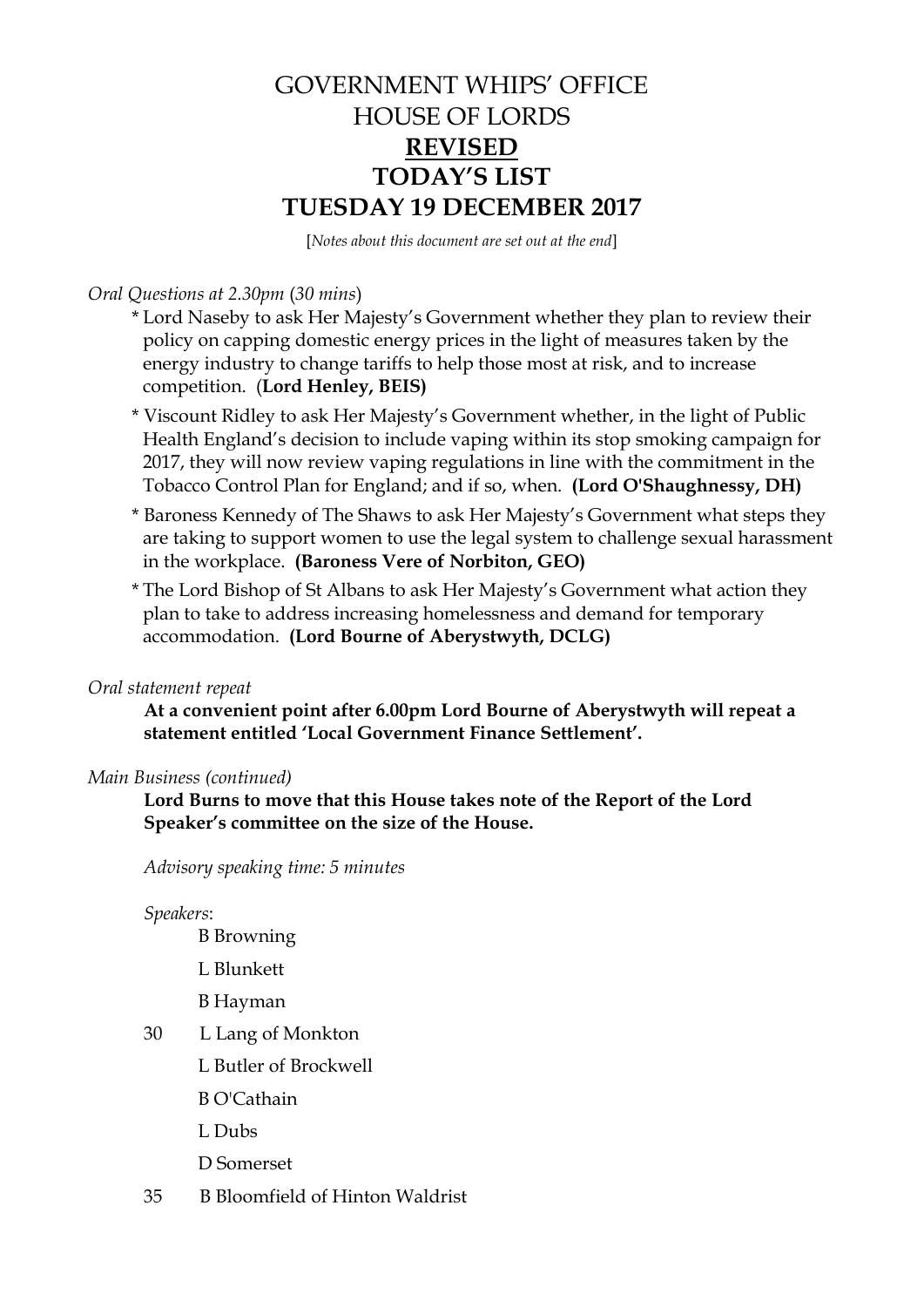# GOVERNMENT WHIPS' OFFICE
# HOUSE OF LORDS
# **REVISED**
# **TODAY'S LIST**
# **TUESDAY 19 DECEMBER 2017**

[*Notes about this document are set out at the end*]

*Oral Questions at 2.30pm* (*30 mins*)

- \* Lord Naseby to ask Her Majesty's Government whether they plan to review their policy on capping domestic energy prices in the light of measures taken by the energy industry to change tariffs to help those most at risk, and to increase competition. (**Lord Henley, BEIS)**
- \* Viscount Ridley to ask Her Majesty's Government whether, in the light of Public Health England's decision to include vaping within its stop smoking campaign for 2017, they will now review vaping regulations in line with the commitment in the Tobacco Control Plan for England; and if so, when. **(Lord O'Shaughnessy, DH)**
- \* Baroness Kennedy of The Shaws to ask Her Majesty's Government what steps they are taking to support women to use the legal system to challenge sexual harassment in the workplace. **(Baroness Vere of Norbiton, GEO)**
- \* The Lord Bishop of St Albans to ask Her Majesty's Government what action they plan to take to address increasing homelessness and demand for temporary accommodation. **(Lord Bourne of Aberystwyth, DCLG)**

*Oral statement repeat*

**At a convenient point after 6.00pm Lord Bourne of Aberystwyth will repeat a statement entitled 'Local Government Finance Settlement'.**

*Main Business (continued)*

**Lord Burns to move that this House takes note of the Report of the Lord Speaker's committee on the size of the House.**

*Advisory speaking time: 5 minutes*

*Speakers*:

B Browning  
L Blunkett  
B Hayman  
30 L Lang of Monkton  
L Butler of Brockwell  
B O'Cathain  
L Dubs  
D Somerset  
35 B Bloomfield of Hinton Waldrist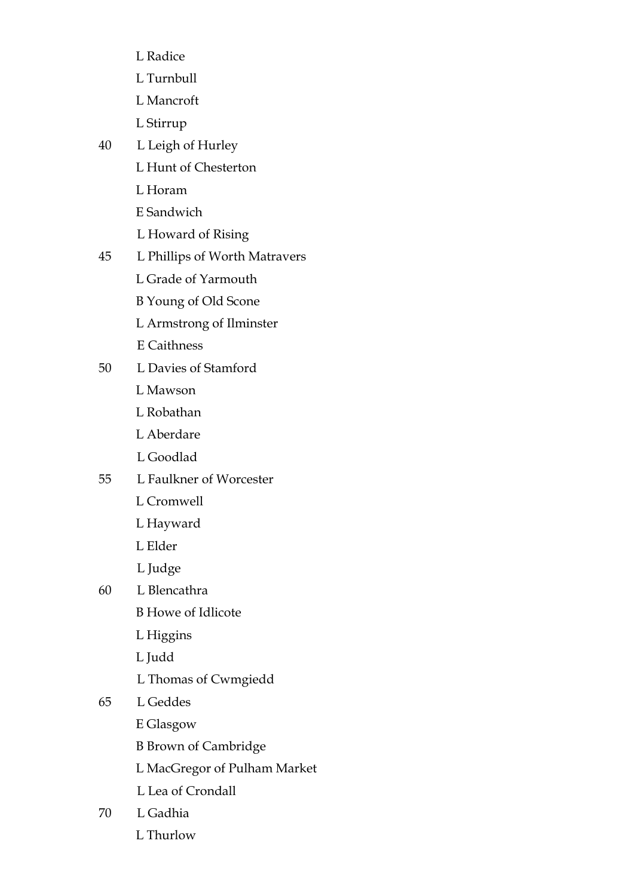L Radice
L Turnbull
L Mancroft
L Stirrup
40 L Leigh of Hurley
L Hunt of Chesterton
L Horam
E Sandwich
L Howard of Rising
45 L Phillips of Worth Matravers
L Grade of Yarmouth
B Young of Old Scone
L Armstrong of Ilminster
E Caithness
50 L Davies of Stamford
L Mawson
L Robathan
L Aberdare
L Goodlad
55 L Faulkner of Worcester
L Cromwell
L Hayward
L Elder
L Judge
60 L Blencathra
B Howe of Idlicote
L Higgins
L Judd
L Thomas of Cwmgiedd
65 L Geddes
E Glasgow
B Brown of Cambridge
L MacGregor of Pulham Market
L Lea of Crondall
70 L Gadhia
L Thurlow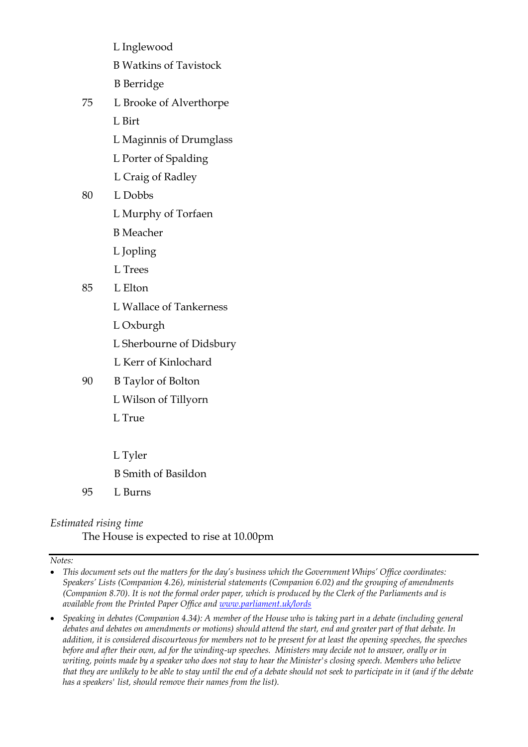L Inglewood

B Watkins of Tavistock

B Berridge

75 L Brooke of Alverthorpe

L Birt

L Maginnis of Drumglass

L Porter of Spalding

L Craig of Radley

80 L Dobbs

L Murphy of Torfaen

B Meacher

L Jopling

L Trees

85 L Elton

L Wallace of Tankerness

L Oxburgh

L Sherbourne of Didsbury

L Kerr of Kinlochard

90 B Taylor of Bolton

L Wilson of Tillyorn

L True

L Tyler

B Smith of Basildon

95 L Burns

*Estimated rising time*

The House is expected to rise at 10.00pm

---

*Notes:*

- *This document sets out the matters for the day's business which the Government Whips' Office coordinates: Speakers' Lists (Companion 4.26), ministerial statements (Companion 6.02) and the grouping of amendments (Companion 8.70). It is not the formal order paper, which is produced by the Clerk of the Parliaments and is available from the Printed Paper Office and [www.parliament.uk/lords](www.parliament.uk/lords)*
- *Speaking in debates (Companion 4.34): A member of the House who is taking part in a debate (including general debates and debates on amendments or motions) should attend the start, end and greater part of that debate. In addition, it is considered discourteous for members not to be present for at least the opening speeches, the speeches before and after their own, ad for the winding-up speeches. Ministers may decide not to answer, orally or in writing, points made by a speaker who does not stay to hear the Minister's closing speech. Members who believe that they are unlikely to be able to stay until the end of a debate should not seek to participate in it (and if the debate has a speakers' list, should remove their names from the list).*